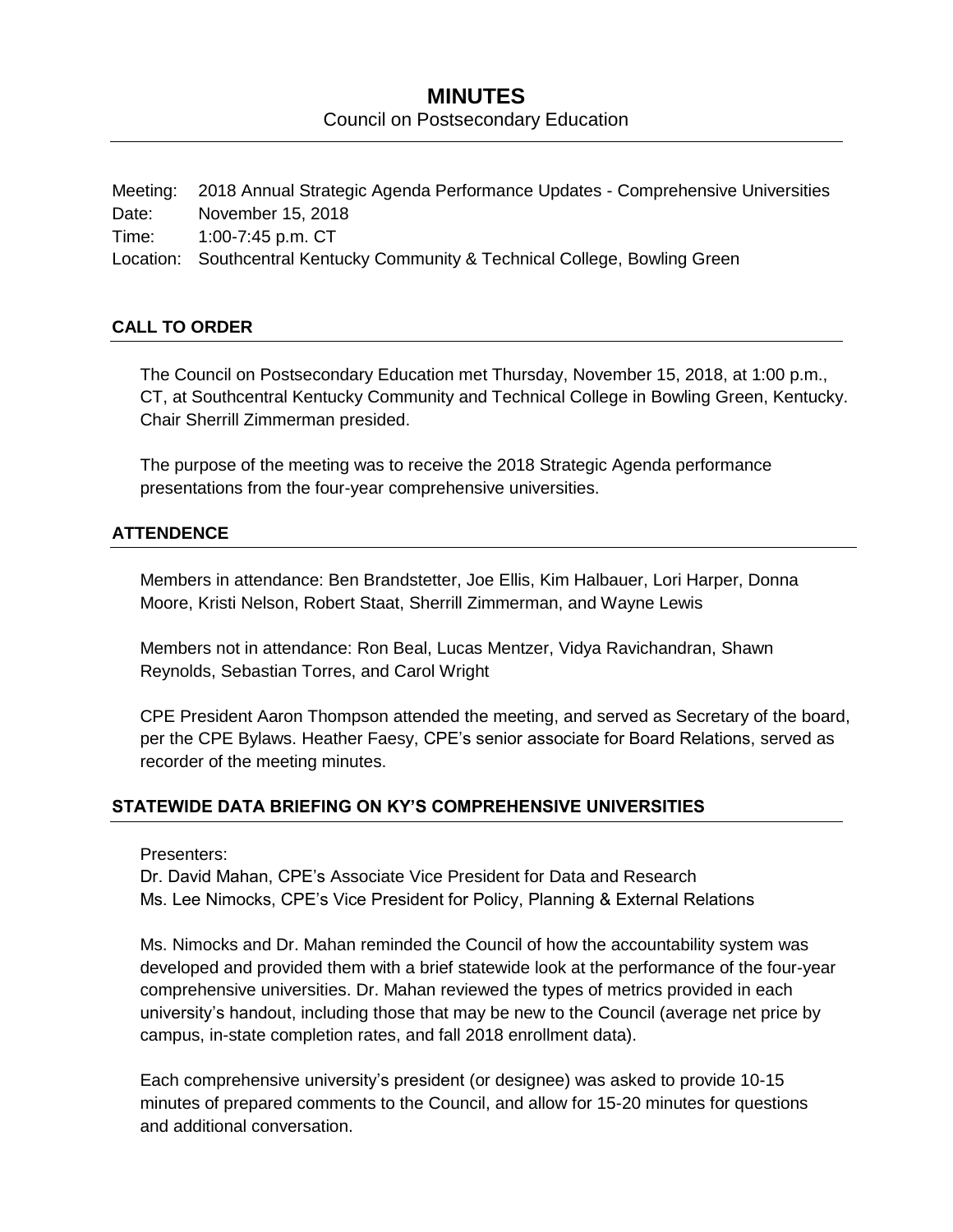# MINUTES

Council on Postsecondary Education

Meeting: 2018 Annual Strategic Agenda Performance Updates - Comprehensive Universities
Date: November 15, 2018
Time: 1:00-7:45 p.m. CT
Location: Southcentral Kentucky Community & Technical College, Bowling Green

## CALL TO ORDER

The Council on Postsecondary Education met Thursday, November 15, 2018, at 1:00 p.m., CT, at Southcentral Kentucky Community and Technical College in Bowling Green, Kentucky. Chair Sherrill Zimmerman presided.

The purpose of the meeting was to receive the 2018 Strategic Agenda performance presentations from the four-year comprehensive universities.

## ATTENDENCE

Members in attendance: Ben Brandstetter, Joe Ellis, Kim Halbauer, Lori Harper, Donna Moore, Kristi Nelson, Robert Staat, Sherrill Zimmerman, and Wayne Lewis

Members not in attendance: Ron Beal, Lucas Mentzer, Vidya Ravichandran, Shawn Reynolds, Sebastian Torres, and Carol Wright

CPE President Aaron Thompson attended the meeting, and served as Secretary of the board, per the CPE Bylaws. Heather Faesy, CPE's senior associate for Board Relations, served as recorder of the meeting minutes.

## STATEWIDE DATA BRIEFING ON KY'S COMPREHENSIVE UNIVERSITIES

Presenters:
Dr. David Mahan, CPE's Associate Vice President for Data and Research
Ms. Lee Nimocks, CPE's Vice President for Policy, Planning & External Relations

Ms. Nimocks and Dr. Mahan reminded the Council of how the accountability system was developed and provided them with a brief statewide look at the performance of the four-year comprehensive universities. Dr. Mahan reviewed the types of metrics provided in each university's handout, including those that may be new to the Council (average net price by campus, in-state completion rates, and fall 2018 enrollment data).

Each comprehensive university's president (or designee) was asked to provide 10-15 minutes of prepared comments to the Council, and allow for 15-20 minutes for questions and additional conversation.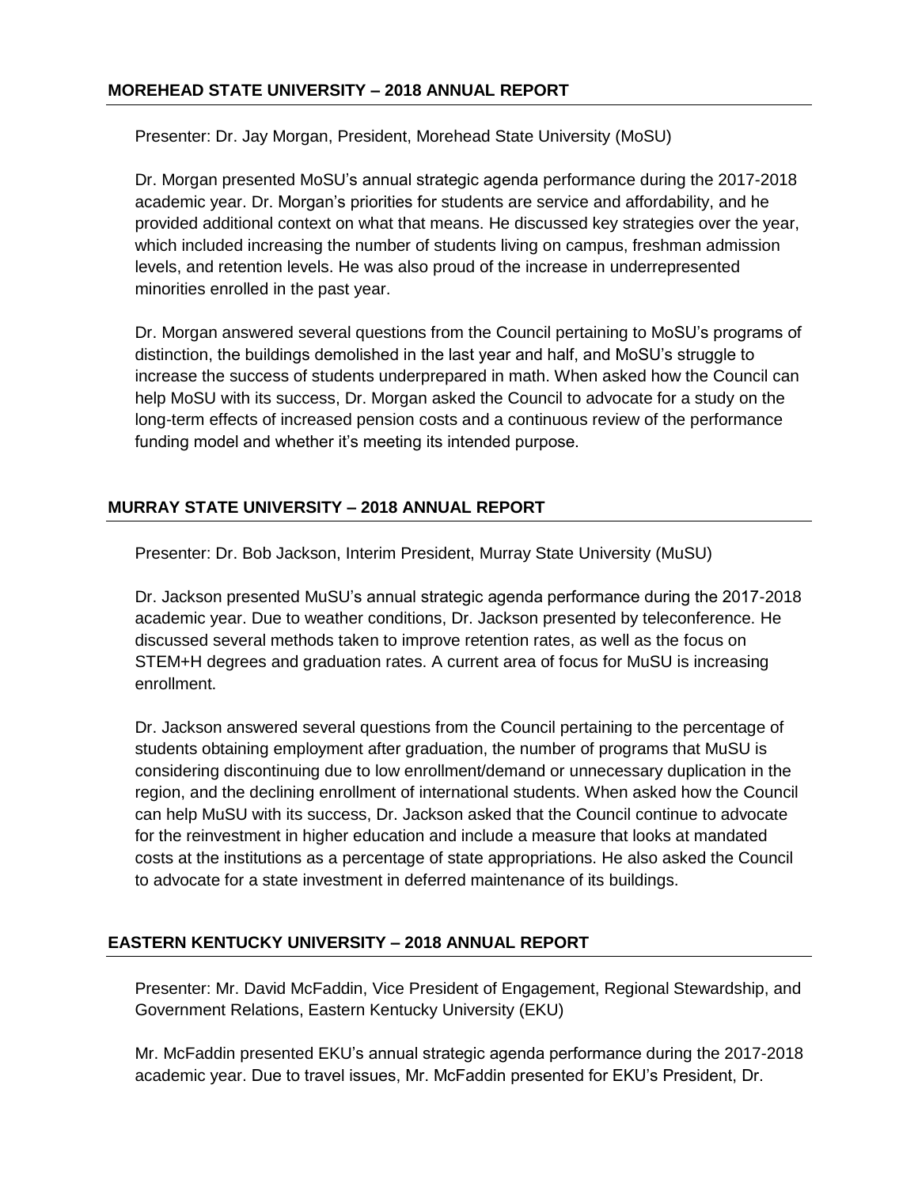## MOREHEAD STATE UNIVERSITY – 2018 ANNUAL REPORT

Presenter: Dr. Jay Morgan, President, Morehead State University (MoSU)

Dr. Morgan presented MoSU's annual strategic agenda performance during the 2017-2018 academic year. Dr. Morgan's priorities for students are service and affordability, and he provided additional context on what that means. He discussed key strategies over the year, which included increasing the number of students living on campus, freshman admission levels, and retention levels. He was also proud of the increase in underrepresented minorities enrolled in the past year.

Dr. Morgan answered several questions from the Council pertaining to MoSU's programs of distinction, the buildings demolished in the last year and half, and MoSU's struggle to increase the success of students underprepared in math. When asked how the Council can help MoSU with its success, Dr. Morgan asked the Council to advocate for a study on the long-term effects of increased pension costs and a continuous review of the performance funding model and whether it's meeting its intended purpose.

## MURRAY STATE UNIVERSITY – 2018 ANNUAL REPORT

Presenter: Dr. Bob Jackson, Interim President, Murray State University (MuSU)

Dr. Jackson presented MuSU's annual strategic agenda performance during the 2017-2018 academic year. Due to weather conditions, Dr. Jackson presented by teleconference. He discussed several methods taken to improve retention rates, as well as the focus on STEM+H degrees and graduation rates. A current area of focus for MuSU is increasing enrollment.

Dr. Jackson answered several questions from the Council pertaining to the percentage of students obtaining employment after graduation, the number of programs that MuSU is considering discontinuing due to low enrollment/demand or unnecessary duplication in the region, and the declining enrollment of international students. When asked how the Council can help MuSU with its success, Dr. Jackson asked that the Council continue to advocate for the reinvestment in higher education and include a measure that looks at mandated costs at the institutions as a percentage of state appropriations. He also asked the Council to advocate for a state investment in deferred maintenance of its buildings.

## EASTERN KENTUCKY UNIVERSITY – 2018 ANNUAL REPORT

Presenter: Mr. David McFaddin, Vice President of Engagement, Regional Stewardship, and Government Relations, Eastern Kentucky University (EKU)

Mr. McFaddin presented EKU's annual strategic agenda performance during the 2017-2018 academic year. Due to travel issues, Mr. McFaddin presented for EKU's President, Dr.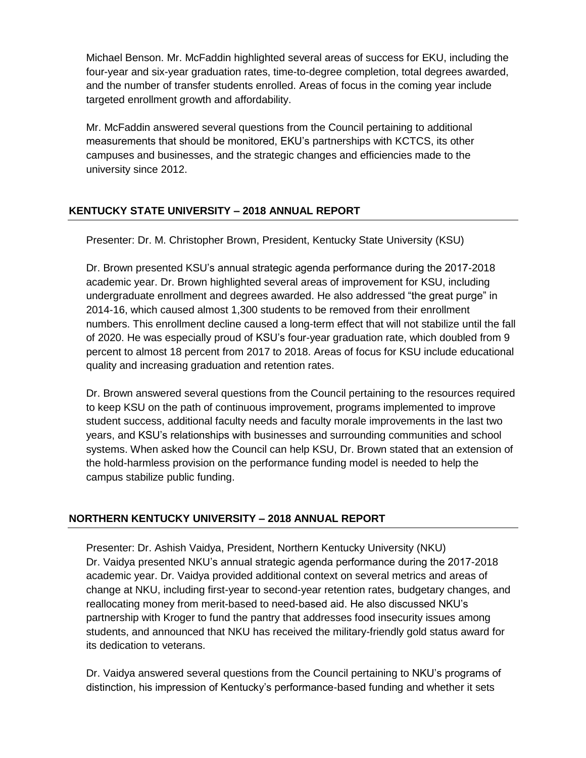Michael Benson. Mr. McFaddin highlighted several areas of success for EKU, including the four-year and six-year graduation rates, time-to-degree completion, total degrees awarded, and the number of transfer students enrolled. Areas of focus in the coming year include targeted enrollment growth and affordability.

Mr. McFaddin answered several questions from the Council pertaining to additional measurements that should be monitored, EKU's partnerships with KCTCS, its other campuses and businesses, and the strategic changes and efficiencies made to the university since 2012.

## KENTUCKY STATE UNIVERSITY – 2018 ANNUAL REPORT

Presenter: Dr. M. Christopher Brown, President, Kentucky State University (KSU)

Dr. Brown presented KSU's annual strategic agenda performance during the 2017-2018 academic year. Dr. Brown highlighted several areas of improvement for KSU, including undergraduate enrollment and degrees awarded. He also addressed "the great purge" in 2014-16, which caused almost 1,300 students to be removed from their enrollment numbers. This enrollment decline caused a long-term effect that will not stabilize until the fall of 2020. He was especially proud of KSU's four-year graduation rate, which doubled from 9 percent to almost 18 percent from 2017 to 2018. Areas of focus for KSU include educational quality and increasing graduation and retention rates.

Dr. Brown answered several questions from the Council pertaining to the resources required to keep KSU on the path of continuous improvement, programs implemented to improve student success, additional faculty needs and faculty morale improvements in the last two years, and KSU's relationships with businesses and surrounding communities and school systems. When asked how the Council can help KSU, Dr. Brown stated that an extension of the hold-harmless provision on the performance funding model is needed to help the campus stabilize public funding.

## NORTHERN KENTUCKY UNIVERSITY – 2018 ANNUAL REPORT

Presenter: Dr. Ashish Vaidya, President, Northern Kentucky University (NKU)
Dr. Vaidya presented NKU's annual strategic agenda performance during the 2017-2018 academic year. Dr. Vaidya provided additional context on several metrics and areas of change at NKU, including first-year to second-year retention rates, budgetary changes, and reallocating money from merit-based to need-based aid. He also discussed NKU's partnership with Kroger to fund the pantry that addresses food insecurity issues among students, and announced that NKU has received the military-friendly gold status award for its dedication to veterans.

Dr. Vaidya answered several questions from the Council pertaining to NKU's programs of distinction, his impression of Kentucky's performance-based funding and whether it sets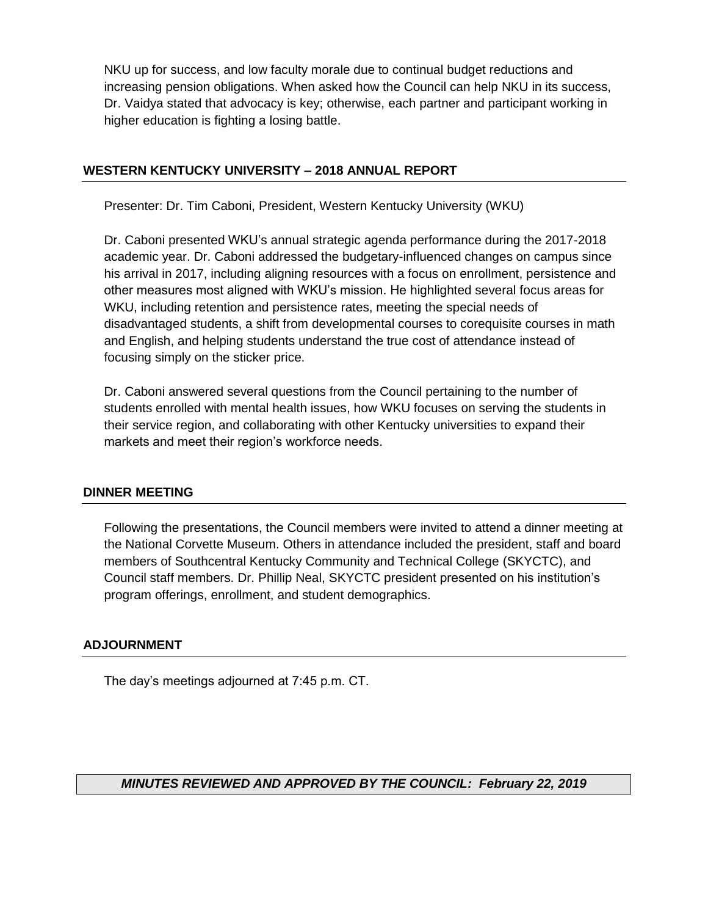NKU up for success, and low faculty morale due to continual budget reductions and increasing pension obligations. When asked how the Council can help NKU in its success, Dr. Vaidya stated that advocacy is key; otherwise, each partner and participant working in higher education is fighting a losing battle.

## WESTERN KENTUCKY UNIVERSITY – 2018 ANNUAL REPORT

Presenter: Dr. Tim Caboni, President, Western Kentucky University (WKU)

Dr. Caboni presented WKU's annual strategic agenda performance during the 2017-2018 academic year. Dr. Caboni addressed the budgetary-influenced changes on campus since his arrival in 2017, including aligning resources with a focus on enrollment, persistence and other measures most aligned with WKU's mission. He highlighted several focus areas for WKU, including retention and persistence rates, meeting the special needs of disadvantaged students, a shift from developmental courses to corequisite courses in math and English, and helping students understand the true cost of attendance instead of focusing simply on the sticker price.

Dr. Caboni answered several questions from the Council pertaining to the number of students enrolled with mental health issues, how WKU focuses on serving the students in their service region, and collaborating with other Kentucky universities to expand their markets and meet their region's workforce needs.

## DINNER MEETING

Following the presentations, the Council members were invited to attend a dinner meeting at the National Corvette Museum. Others in attendance included the president, staff and board members of Southcentral Kentucky Community and Technical College (SKYCTC), and Council staff members. Dr. Phillip Neal, SKYCTC president presented on his institution's program offerings, enrollment, and student demographics.

## ADJOURNMENT

The day's meetings adjourned at 7:45 p.m. CT.

***MINUTES REVIEWED AND APPROVED BY THE COUNCIL: February 22, 2019***